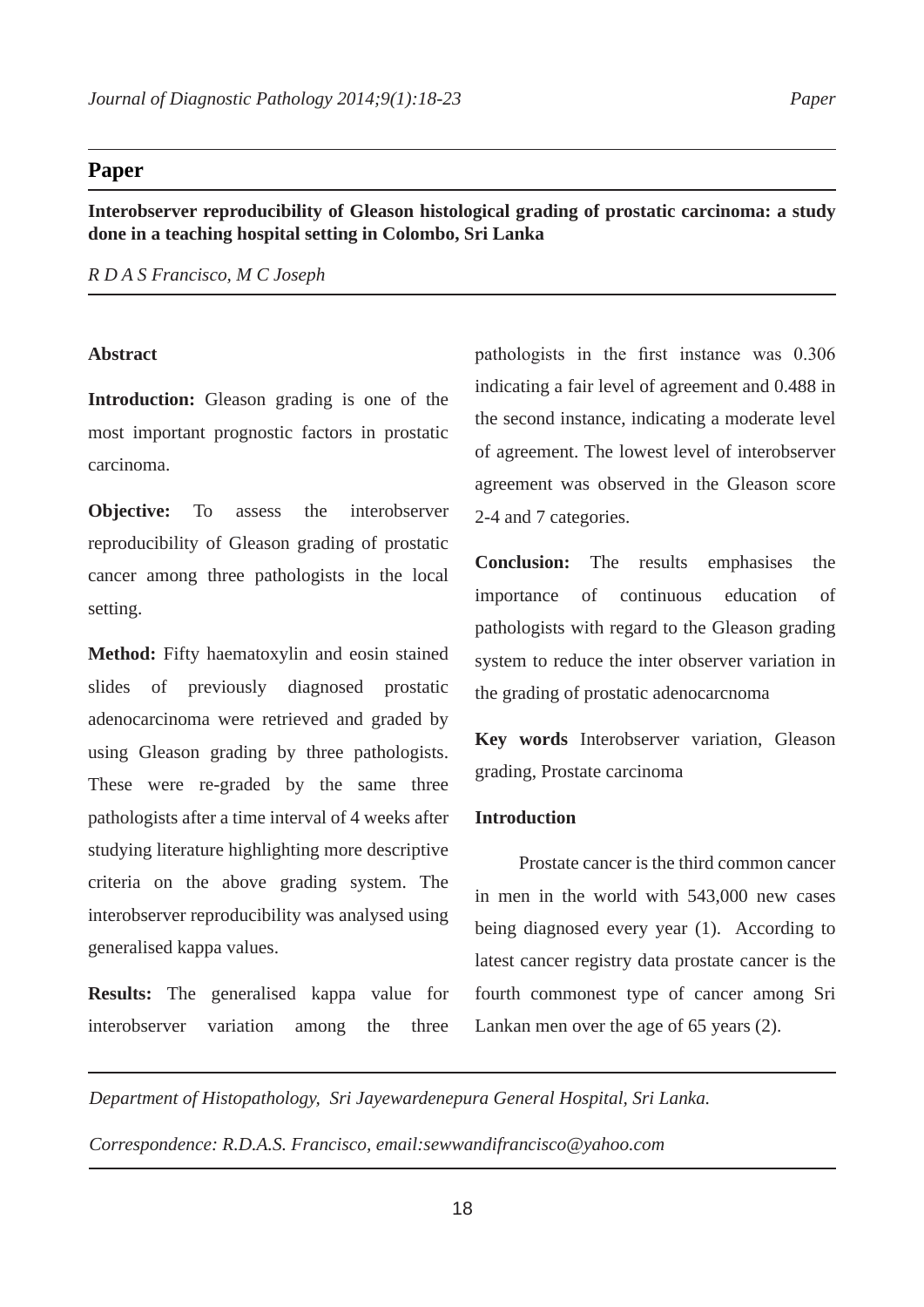## Paper

**Interobserver reproducibility of Gleason histological grading of prostatic carcinoma: a study done in a teaching hospital setting in Colombo, Sri Lanka**

*R D A S Francisco, M C Joseph*

**Abstract**

**Introduction:** Gleason grading is one of the most important prognostic factors in prostatic carcinoma.

**Objective:** To assess the interobserver reproducibility of Gleason grading of prostatic cancer among three pathologists in the local setting.

**Method:** Fifty haematoxylin and eosin stained slides of previously diagnosed prostatic adenocarcinoma were retrieved and graded by using Gleason grading by three pathologists. These were re-graded by the same three pathologists after a time interval of 4 weeks after studying literature highlighting more descriptive criteria on the above grading system. The interobserver reproducibility was analysed using generalised kappa values.

**Results:** The generalised kappa value for interobserver variation among the three pathologists in the first instance was 0.306 indicating a fair level of agreement and 0.488 in the second instance, indicating a moderate level of agreement. The lowest level of interobserver agreement was observed in the Gleason score 2-4 and 7 categories.

**Conclusion:** The results emphasises the importance of continuous education of pathologists with regard to the Gleason grading system to reduce the inter observer variation in the grading of prostatic adenocarcnoma

**Key words** Interobserver variation, Gleason grading, Prostate carcinoma

**Introduction**

Prostate cancer is the third common cancer in men in the world with 543,000 new cases being diagnosed every year (1). According to latest cancer registry data prostate cancer is the fourth commonest type of cancer among Sri Lankan men over the age of 65 years (2).

*Department of Histopathology, Sri Jayewardenepura General Hospital, Sri Lanka.*

*Correspondence: R.D.A.S. Francisco, email:sewwandifrancisco@yahoo.com*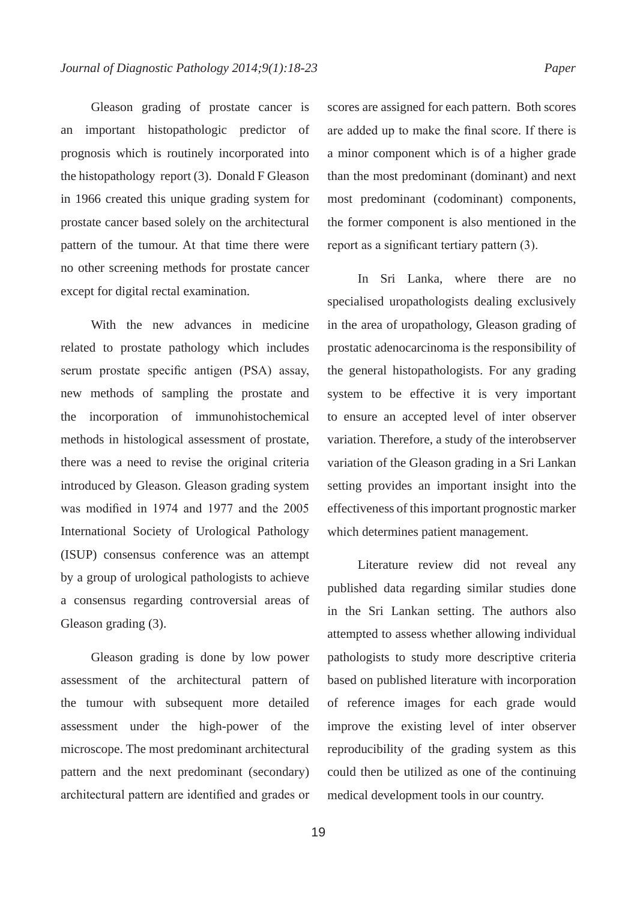Gleason grading of prostate cancer is an important histopathologic predictor of prognosis which is routinely incorporated into the histopathology report (3). Donald F Gleason in 1966 created this unique grading system for prostate cancer based solely on the architectural pattern of the tumour. At that time there were no other screening methods for prostate cancer except for digital rectal examination.

With the new advances in medicine related to prostate pathology which includes serum prostate specific antigen (PSA) assay, new methods of sampling the prostate and the incorporation of immunohistochemical methods in histological assessment of prostate, there was a need to revise the original criteria introduced by Gleason. Gleason grading system was modified in 1974 and 1977 and the 2005 International Society of Urological Pathology (ISUP) consensus conference was an attempt by a group of urological pathologists to achieve a consensus regarding controversial areas of Gleason grading (3).

Gleason grading is done by low power assessment of the architectural pattern of the tumour with subsequent more detailed assessment under the high-power of the microscope. The most predominant architectural pattern and the next predominant (secondary) architectural pattern are identified and grades or scores are assigned for each pattern. Both scores are added up to make the final score. If there is a minor component which is of a higher grade than the most predominant (dominant) and next most predominant (codominant) components, the former component is also mentioned in the report as a significant tertiary pattern (3).

In Sri Lanka, where there are no specialised uropathologists dealing exclusively in the area of uropathology, Gleason grading of prostatic adenocarcinoma is the responsibility of the general histopathologists. For any grading system to be effective it is very important to ensure an accepted level of inter observer variation. Therefore, a study of the interobserver variation of the Gleason grading in a Sri Lankan setting provides an important insight into the effectiveness of this important prognostic marker which determines patient management.

Literature review did not reveal any published data regarding similar studies done in the Sri Lankan setting. The authors also attempted to assess whether allowing individual pathologists to study more descriptive criteria based on published literature with incorporation of reference images for each grade would improve the existing level of inter observer reproducibility of the grading system as this could then be utilized as one of the continuing medical development tools in our country.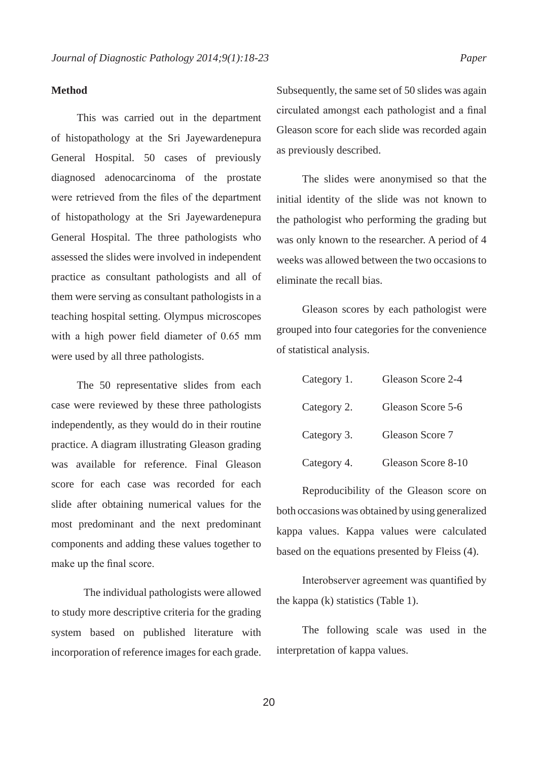## Method

This was carried out in the department of histopathology at the Sri Jayewardenepura General Hospital. 50 cases of previously diagnosed adenocarcinoma of the prostate were retrieved from the files of the department of histopathology at the Sri Jayewardenepura General Hospital. The three pathologists who assessed the slides were involved in independent practice as consultant pathologists and all of them were serving as consultant pathologists in a teaching hospital setting. Olympus microscopes with a high power field diameter of 0.65 mm were used by all three pathologists.

The 50 representative slides from each case were reviewed by these three pathologists independently, as they would do in their routine practice. A diagram illustrating Gleason grading was available for reference. Final Gleason score for each case was recorded for each slide after obtaining numerical values for the most predominant and the next predominant components and adding these values together to make up the final score.

The individual pathologists were allowed to study more descriptive criteria for the grading system based on published literature with incorporation of reference images for each grade. Subsequently, the same set of 50 slides was again circulated amongst each pathologist and a final Gleason score for each slide was recorded again as previously described.

The slides were anonymised so that the initial identity of the slide was not known to the pathologist who performing the grading but was only known to the researcher. A period of 4 weeks was allowed between the two occasions to eliminate the recall bias.

Gleason scores by each pathologist were grouped into four categories for the convenience of statistical analysis.

| | |
|---|---|
| Category 1. | Gleason Score 2-4 |
| Category 2. | Gleason Score 5-6 |
| Category 3. | Gleason Score 7 |
| Category 4. | Gleason Score 8-10 |

Reproducibility of the Gleason score on both occasions was obtained by using generalized kappa values. Kappa values were calculated based on the equations presented by Fleiss (4).

Interobserver agreement was quantified by the kappa (k) statistics (Table 1).

The following scale was used in the interpretation of kappa values.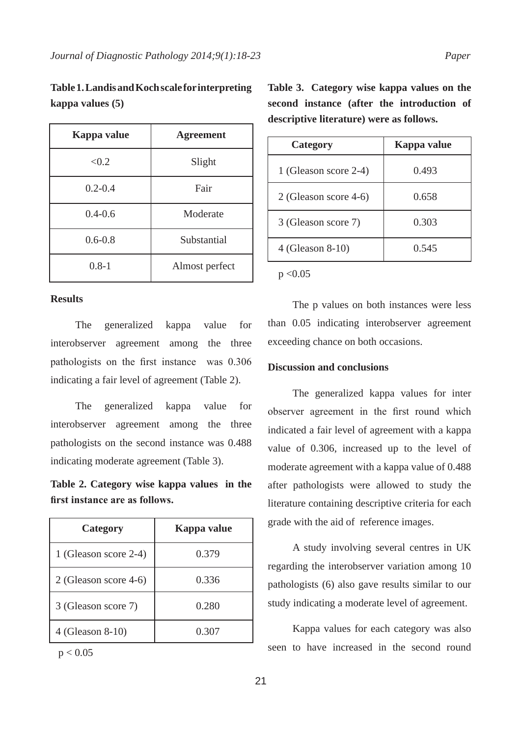**Table 1. Landis and Koch scale for interpreting kappa values (5)**

| Kappa value | Agreement |
|---|---|
| <0.2 | Slight |
| 0.2-0.4 | Fair |
| 0.4-0.6 | Moderate |
| 0.6-0.8 | Substantial |
| 0.8-1 | Almost perfect |

**Results**

The generalized kappa value for interobserver agreement among the three pathologists on the first instance was 0.306 indicating a fair level of agreement (Table 2).

The generalized kappa value for interobserver agreement among the three pathologists on the second instance was 0.488 indicating moderate agreement (Table 3).

**Table 2. Category wise kappa values in the first instance are as follows.**

| Category | Kappa value |
|---|---|
| 1 (Gleason score 2-4) | 0.379 |
| 2 (Gleason score 4-6) | 0.336 |
| 3 (Gleason score 7) | 0.280 |
| 4 (Gleason 8-10) | 0.307 |

$p < 0.05$

**Table 3. Category wise kappa values on the second instance (after the introduction of descriptive literature) were as follows.**

| Category | Kappa value |
|---|---|
| 1 (Gleason score 2-4) | 0.493 |
| 2 (Gleason score 4-6) | 0.658 |
| 3 (Gleason score 7) | 0.303 |
| 4 (Gleason 8-10) | 0.545 |

$p < 0.05$

The p values on both instances were less than 0.05 indicating interobserver agreement exceeding chance on both occasions.

**Discussion and conclusions**

The generalized kappa values for inter observer agreement in the first round which indicated a fair level of agreement with a kappa value of 0.306, increased up to the level of moderate agreement with a kappa value of 0.488 after pathologists were allowed to study the literature containing descriptive criteria for each grade with the aid of reference images.

A study involving several centres in UK regarding the interobserver variation among 10 pathologists (6) also gave results similar to our study indicating a moderate level of agreement.

Kappa values for each category was also seen to have increased in the second round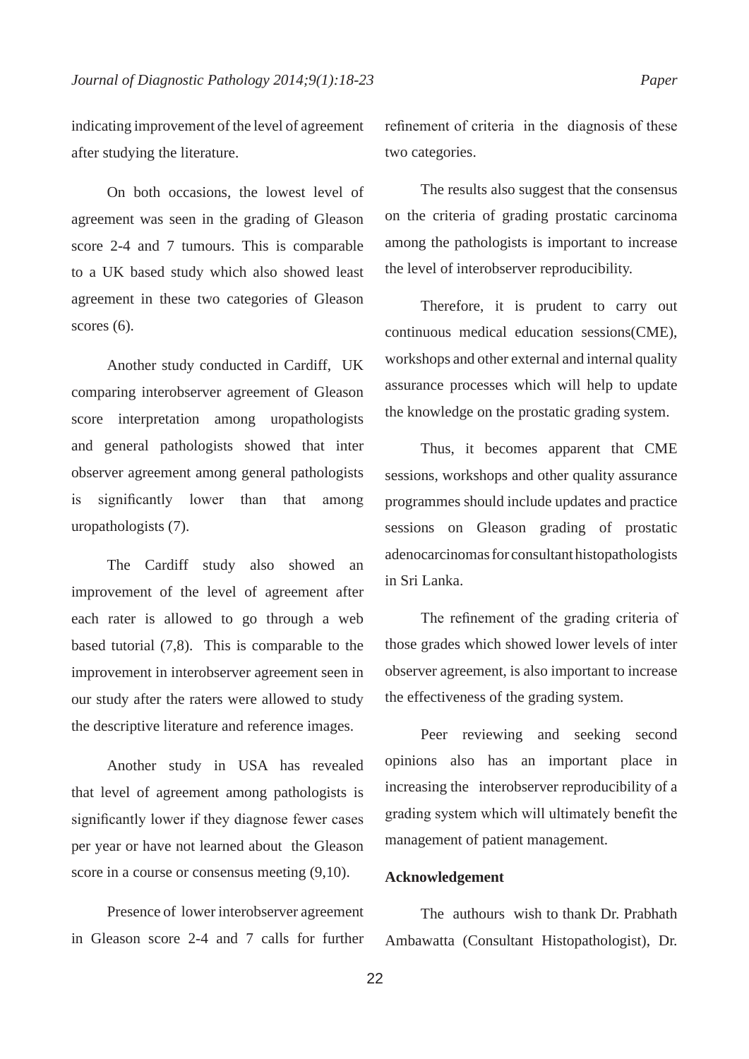indicating improvement of the level of agreement after studying the literature.

On both occasions, the lowest level of agreement was seen in the grading of Gleason score 2-4 and 7 tumours. This is comparable to a UK based study which also showed least agreement in these two categories of Gleason scores (6).

Another study conducted in Cardiff, UK comparing interobserver agreement of Gleason score interpretation among uropathologists and general pathologists showed that inter observer agreement among general pathologists is significantly lower than that among uropathologists (7).

The Cardiff study also showed an improvement of the level of agreement after each rater is allowed to go through a web based tutorial (7,8). This is comparable to the improvement in interobserver agreement seen in our study after the raters were allowed to study the descriptive literature and reference images.

Another study in USA has revealed that level of agreement among pathologists is significantly lower if they diagnose fewer cases per year or have not learned about the Gleason score in a course or consensus meeting (9,10).

Presence of lower interobserver agreement in Gleason score 2-4 and 7 calls for further refinement of criteria in the diagnosis of these two categories.

The results also suggest that the consensus on the criteria of grading prostatic carcinoma among the pathologists is important to increase the level of interobserver reproducibility.

Therefore, it is prudent to carry out continuous medical education sessions(CME), workshops and other external and internal quality assurance processes which will help to update the knowledge on the prostatic grading system.

Thus, it becomes apparent that CME sessions, workshops and other quality assurance programmes should include updates and practice sessions on Gleason grading of prostatic adenocarcinomas for consultant histopathologists in Sri Lanka.

The refinement of the grading criteria of those grades which showed lower levels of inter observer agreement, is also important to increase the effectiveness of the grading system.

Peer reviewing and seeking second opinions also has an important place in increasing the interobserver reproducibility of a grading system which will ultimately benefit the management of patient management.

**Acknowledgement**

The authours wish to thank Dr. Prabhath Ambawatta (Consultant Histopathologist), Dr.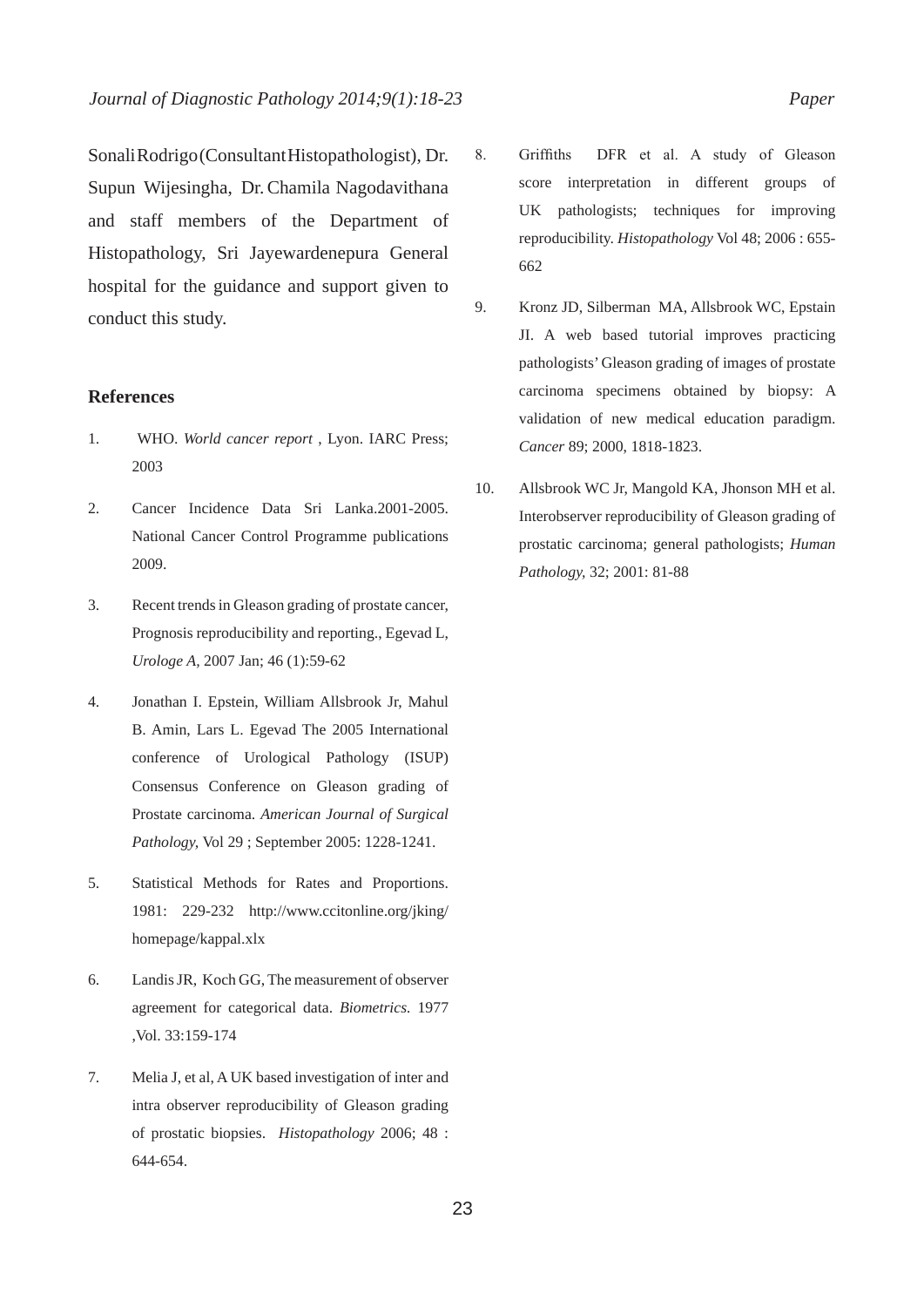Sonali Rodrigo (Consultant Histopathologist), Dr. Supun Wijesingha, Dr. Chamila Nagodavithana and staff members of the Department of Histopathology, Sri Jayewardenepura General hospital for the guidance and support given to conduct this study.

## References

1. WHO. *World cancer report* , Lyon. IARC Press; 2003

2. Cancer Incidence Data Sri Lanka.2001-2005. National Cancer Control Programme publications 2009.

3. Recent trends in Gleason grading of prostate cancer, Prognosis reproducibility and reporting., Egevad L, *Urologe A*, 2007 Jan; 46 (1):59-62

4. Jonathan I. Epstein, William Allsbrook Jr, Mahul B. Amin, Lars L. Egevad The 2005 International conference of Urological Pathology (ISUP) Consensus Conference on Gleason grading of Prostate carcinoma. *American Journal of Surgical Pathology,* Vol 29 ; September 2005: 1228-1241.

5. Statistical Methods for Rates and Proportions. 1981: 229-232 http://www.ccitonline.org/jking/homepage/kappal.xlx

6. Landis JR, Koch GG, The measurement of observer agreement for categorical data. *Biometrics.* 1977 ,Vol. 33:159-174

7. Melia J, et al, A UK based investigation of inter and intra observer reproducibility of Gleason grading of prostatic biopsies. *Histopathology* 2006; 48 : 644-654.

8. Griffiths DFR et al. A study of Gleason score interpretation in different groups of UK pathologists; techniques for improving reproducibility. *Histopathology* Vol 48; 2006 : 655-662

9. Kronz JD, Silberman MA, Allsbrook WC, Epstain JI. A web based tutorial improves practicing pathologists' Gleason grading of images of prostate carcinoma specimens obtained by biopsy: A validation of new medical education paradigm. *Cancer* 89; 2000, 1818-1823.

10. Allsbrook WC Jr, Mangold KA, Jhonson MH et al. Interobserver reproducibility of Gleason grading of prostatic carcinoma; general pathologists; *Human Pathology,* 32; 2001: 81-88